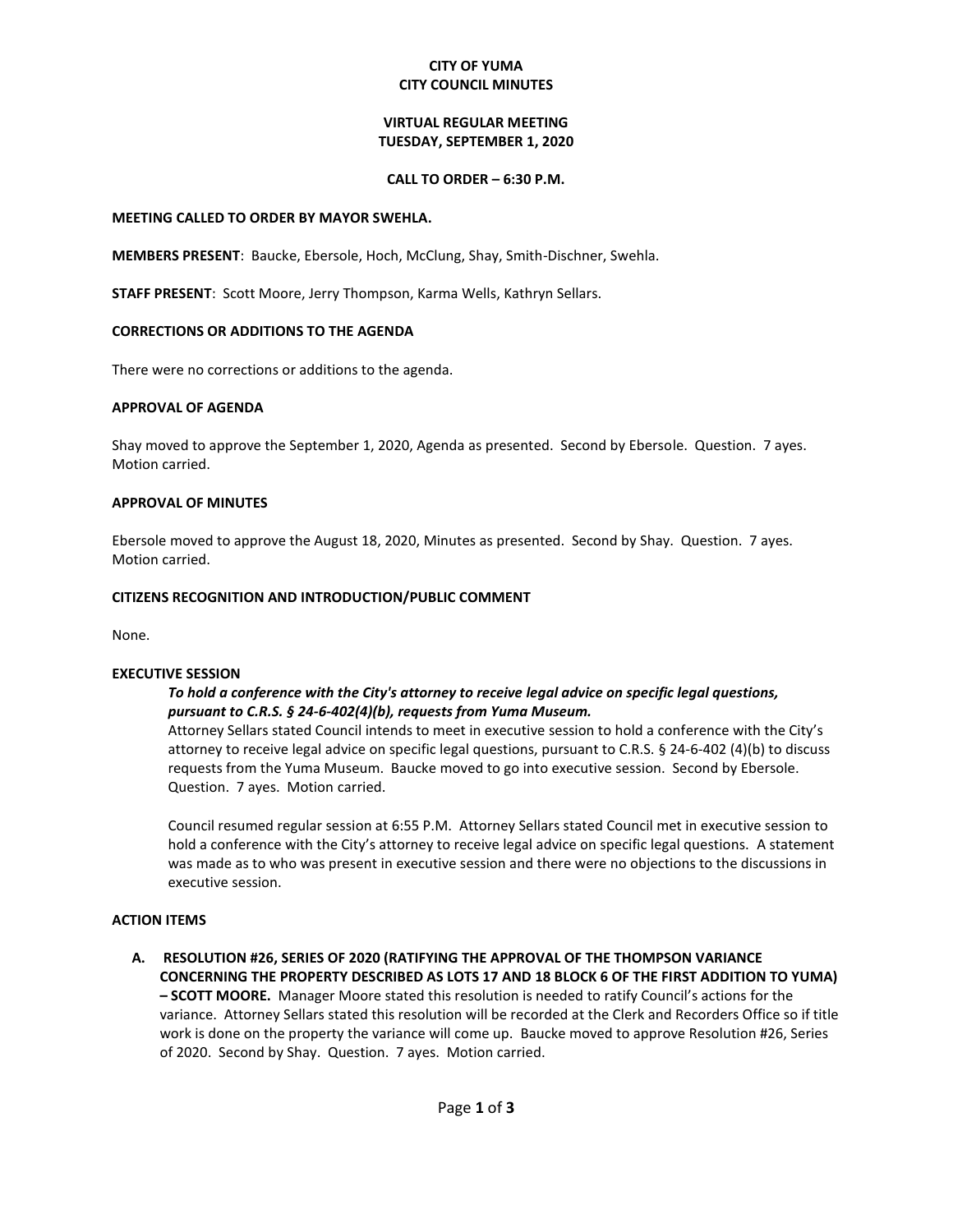# CITY OF YUMA
# CITY COUNCIL MINUTES

## VIRTUAL REGULAR MEETING
## TUESDAY, SEPTEMBER 1, 2020

**CALL TO ORDER – 6:30 P.M.**

**MEETING CALLED TO ORDER BY MAYOR SWEHLA.**

**MEMBERS PRESENT**: Baucke, Ebersole, Hoch, McClung, Shay, Smith-Dischner, Swehla.

**STAFF PRESENT**: Scott Moore, Jerry Thompson, Karma Wells, Kathryn Sellars.

### CORRECTIONS OR ADDITIONS TO THE AGENDA

There were no corrections or additions to the agenda.

### APPROVAL OF AGENDA

Shay moved to approve the September 1, 2020, Agenda as presented. Second by Ebersole. Question. 7 ayes. Motion carried.

### APPROVAL OF MINUTES

Ebersole moved to approve the August 18, 2020, Minutes as presented. Second by Shay. Question. 7 ayes. Motion carried.

### CITIZENS RECOGNITION AND INTRODUCTION/PUBLIC COMMENT

None.

### EXECUTIVE SESSION

***To hold a conference with the City's attorney to receive legal advice on specific legal questions, pursuant to C.R.S. § 24-6-402(4)(b), requests from Yuma Museum.***

Attorney Sellars stated Council intends to meet in executive session to hold a conference with the City's attorney to receive legal advice on specific legal questions, pursuant to C.R.S. § 24-6-402 (4)(b) to discuss requests from the Yuma Museum. Baucke moved to go into executive session. Second by Ebersole. Question. 7 ayes. Motion carried.

Council resumed regular session at 6:55 P.M. Attorney Sellars stated Council met in executive session to hold a conference with the City's attorney to receive legal advice on specific legal questions. A statement was made as to who was present in executive session and there were no objections to the discussions in executive session.

### ACTION ITEMS

**A. RESOLUTION #26, SERIES OF 2020 (RATIFYING THE APPROVAL OF THE THOMPSON VARIANCE CONCERNING THE PROPERTY DESCRIBED AS LOTS 17 AND 18 BLOCK 6 OF THE FIRST ADDITION TO YUMA) – SCOTT MOORE.** Manager Moore stated this resolution is needed to ratify Council's actions for the variance. Attorney Sellars stated this resolution will be recorded at the Clerk and Recorders Office so if title work is done on the property the variance will come up. Baucke moved to approve Resolution #26, Series of 2020. Second by Shay. Question. 7 ayes. Motion carried.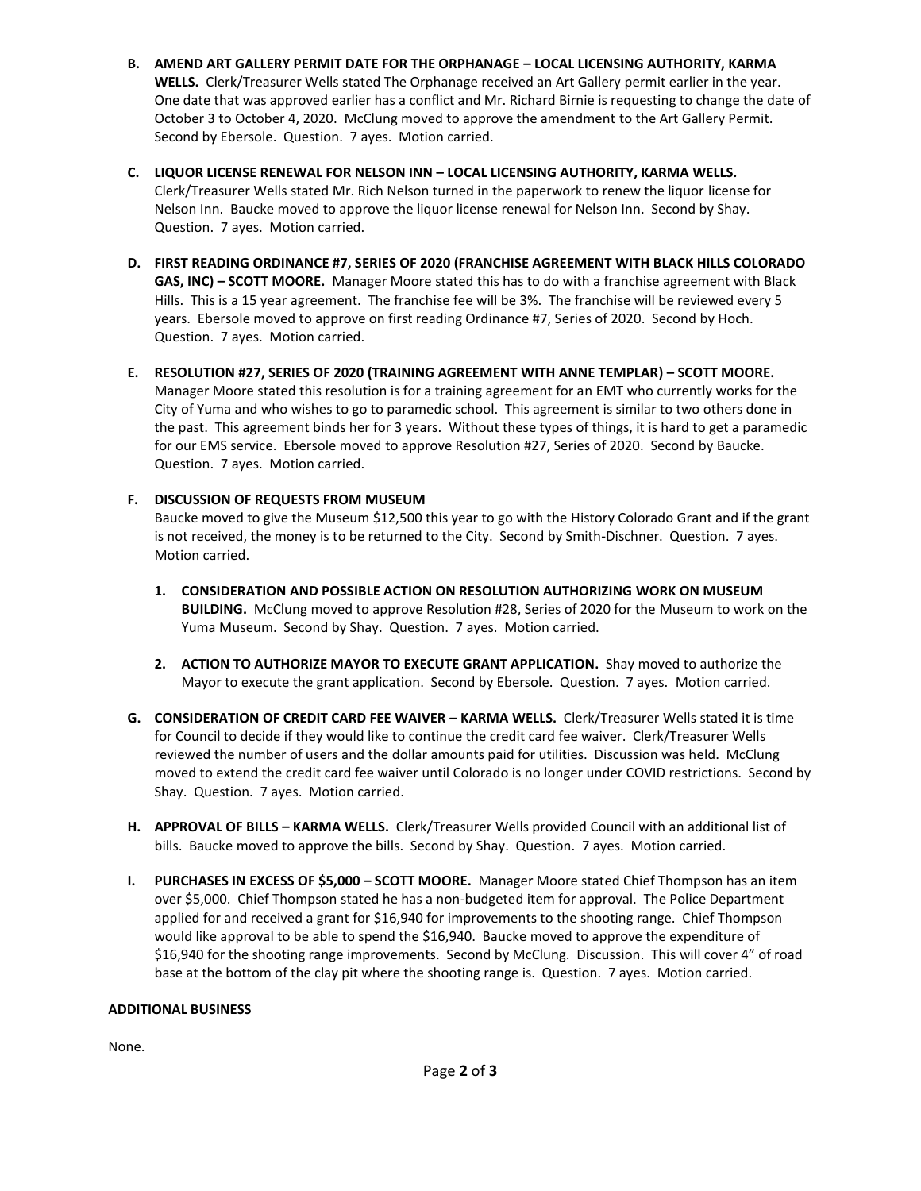**B. AMEND ART GALLERY PERMIT DATE FOR THE ORPHANAGE – LOCAL LICENSING AUTHORITY, KARMA WELLS.** Clerk/Treasurer Wells stated The Orphanage received an Art Gallery permit earlier in the year. One date that was approved earlier has a conflict and Mr. Richard Birnie is requesting to change the date of October 3 to October 4, 2020. McClung moved to approve the amendment to the Art Gallery Permit. Second by Ebersole. Question. 7 ayes. Motion carried.

**C. LIQUOR LICENSE RENEWAL FOR NELSON INN – LOCAL LICENSING AUTHORITY, KARMA WELLS.** Clerk/Treasurer Wells stated Mr. Rich Nelson turned in the paperwork to renew the liquor license for Nelson Inn. Baucke moved to approve the liquor license renewal for Nelson Inn. Second by Shay. Question. 7 ayes. Motion carried.

**D. FIRST READING ORDINANCE #7, SERIES OF 2020 (FRANCHISE AGREEMENT WITH BLACK HILLS COLORADO GAS, INC) – SCOTT MOORE.** Manager Moore stated this has to do with a franchise agreement with Black Hills. This is a 15 year agreement. The franchise fee will be 3%. The franchise will be reviewed every 5 years. Ebersole moved to approve on first reading Ordinance #7, Series of 2020. Second by Hoch. Question. 7 ayes. Motion carried.

**E. RESOLUTION #27, SERIES OF 2020 (TRAINING AGREEMENT WITH ANNE TEMPLAR) – SCOTT MOORE.** Manager Moore stated this resolution is for a training agreement for an EMT who currently works for the City of Yuma and who wishes to go to paramedic school. This agreement is similar to two others done in the past. This agreement binds her for 3 years. Without these types of things, it is hard to get a paramedic for our EMS service. Ebersole moved to approve Resolution #27, Series of 2020. Second by Baucke. Question. 7 ayes. Motion carried.

**F. DISCUSSION OF REQUESTS FROM MUSEUM**

Baucke moved to give the Museum $12,500 this year to go with the History Colorado Grant and if the grant is not received, the money is to be returned to the City. Second by Smith-Dischner. Question. 7 ayes. Motion carried.

1. **CONSIDERATION AND POSSIBLE ACTION ON RESOLUTION AUTHORIZING WORK ON MUSEUM BUILDING.** McClung moved to approve Resolution #28, Series of 2020 for the Museum to work on the Yuma Museum. Second by Shay. Question. 7 ayes. Motion carried.

2. **ACTION TO AUTHORIZE MAYOR TO EXECUTE GRANT APPLICATION.** Shay moved to authorize the Mayor to execute the grant application. Second by Ebersole. Question. 7 ayes. Motion carried.

**G. CONSIDERATION OF CREDIT CARD FEE WAIVER – KARMA WELLS.** Clerk/Treasurer Wells stated it is time for Council to decide if they would like to continue the credit card fee waiver. Clerk/Treasurer Wells reviewed the number of users and the dollar amounts paid for utilities. Discussion was held. McClung moved to extend the credit card fee waiver until Colorado is no longer under COVID restrictions. Second by Shay. Question. 7 ayes. Motion carried.

**H. APPROVAL OF BILLS – KARMA WELLS.** Clerk/Treasurer Wells provided Council with an additional list of bills. Baucke moved to approve the bills. Second by Shay. Question. 7 ayes. Motion carried.

**I. PURCHASES IN EXCESS OF $5,000 – SCOTT MOORE.** Manager Moore stated Chief Thompson has an item over $5,000. Chief Thompson stated he has a non-budgeted item for approval. The Police Department applied for and received a grant for $16,940 for improvements to the shooting range. Chief Thompson would like approval to be able to spend the $16,940. Baucke moved to approve the expenditure of $16,940 for the shooting range improvements. Second by McClung. Discussion. This will cover 4" of road base at the bottom of the clay pit where the shooting range is. Question. 7 ayes. Motion carried.

**ADDITIONAL BUSINESS**

None.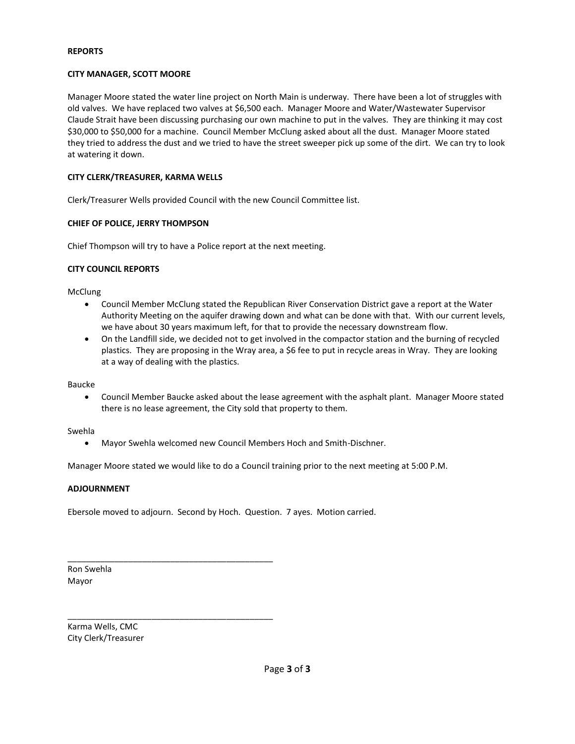**REPORTS**

**CITY MANAGER, SCOTT MOORE**

Manager Moore stated the water line project on North Main is underway. There have been a lot of struggles with old valves. We have replaced two valves at $6,500 each. Manager Moore and Water/Wastewater Supervisor Claude Strait have been discussing purchasing our own machine to put in the valves. They are thinking it may cost $30,000 to $50,000 for a machine. Council Member McClung asked about all the dust. Manager Moore stated they tried to address the dust and we tried to have the street sweeper pick up some of the dirt. We can try to look at watering it down.

**CITY CLERK/TREASURER, KARMA WELLS**

Clerk/Treasurer Wells provided Council with the new Council Committee list.

**CHIEF OF POLICE, JERRY THOMPSON**

Chief Thompson will try to have a Police report at the next meeting.

**CITY COUNCIL REPORTS**

McClung

- Council Member McClung stated the Republican River Conservation District gave a report at the Water Authority Meeting on the aquifer drawing down and what can be done with that. With our current levels, we have about 30 years maximum left, for that to provide the necessary downstream flow.
- On the Landfill side, we decided not to get involved in the compactor station and the burning of recycled plastics. They are proposing in the Wray area, a $6 fee to put in recycle areas in Wray. They are looking at a way of dealing with the plastics.

Baucke

- Council Member Baucke asked about the lease agreement with the asphalt plant. Manager Moore stated there is no lease agreement, the City sold that property to them.

Swehla

- Mayor Swehla welcomed new Council Members Hoch and Smith-Dischner.

Manager Moore stated we would like to do a Council training prior to the next meeting at 5:00 P.M.

**ADJOURNMENT**

Ebersole moved to adjourn. Second by Hoch. Question. 7 ayes. Motion carried.

\_\_\_\_\_\_\_\_\_\_\_\_\_\_\_\_\_\_\_\_\_\_\_\_\_\_\_\_\_\_\_\_\_\_\_\_\_\_\_\_\_\_\_\_

Ron Swehla
Mayor

\_\_\_\_\_\_\_\_\_\_\_\_\_\_\_\_\_\_\_\_\_\_\_\_\_\_\_\_\_\_\_\_\_\_\_\_\_\_\_\_\_\_\_\_

Karma Wells, CMC
City Clerk/Treasurer